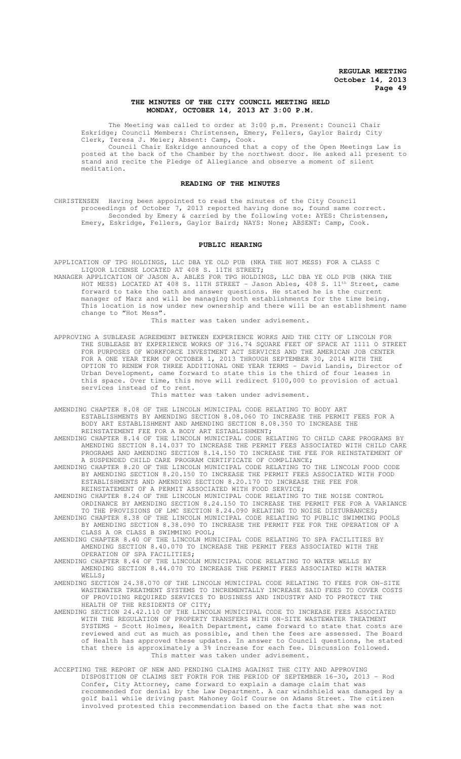## THE MINUTES OF THE CITY COUNCIL MEETING HELD MONDAY, OCTOBER 14, 2013 AT 3:00 P.M.

The Meeting was called to order at 3:00 p.m. Present: Council Chair Eskridge; Council Members: Christensen, Emery, Fellers, Gaylor Baird; City Clerk, Teresa J. Meier; Absent: Camp, Cook.

Council Chair Eskridge announced that a copy of the Open Meetings Law is posted at the back of the Chamber by the northwest door. He asked all present to stand and recite the Pledge of Allegiance and observe a moment of silent meditation.

### READING OF THE MINUTES

CHRISTENSEN Having been appointed to read the minutes of the City Council proceedings of October 7, 2013 reported having done so, found same correct. Seconded by Emery & carried by the following vote: AYES: Christensen, Emery, Eskridge, Fellers, Gaylor Baird; NAYS: None; ABSENT: Camp, Cook.

### PUBLIC HEARING

APPLICATION OF TPG HOLDINGS, LLC DBA YE OLD PUB (NKA THE HOT MESS) FOR A CLASS C LIQUOR LICENSE LOCATED AT 408 S. 11TH STREET;

MANAGER APPLICATION OF JASON A. ABLES FOR TPG HOLDINGS, LLC DBA YE OLD PUB (NKA THE HOT MESS) LOCATED AT 408 S. 11TH STREET - Jason Ables, 408 S. 11th Street, came forward to take the oath and answer questions. He stated he is the current manager of Marz and will be managing both establishments for the time being. This location is now under new ownership and there will be an establishment name change to "Hot Mess".

This matter was taken under advisement.

APPROVING A SUBLEASE AGREEMENT BETWEEN EXPERIENCE WORKS AND THE CITY OF LINCOLN FOR THE SUBLEASE BY EXPERIENCE WORKS OF 316.74 SQUARE FEET OF SPACE AT 1111 O STREET FOR PURPOSES OF WORKFORCE INVESTMENT ACT SERVICES AND THE AMERICAN JOB CENTER FOR A ONE YEAR TERM OF OCTOBER 1, 2013 THROUGH SEPTEMBER 30, 2014 WITH THE OPTION TO RENEW FOR THREE ADDITIONAL ONE YEAR TERMS - David Landis, Director of Urban Development, came forward to state this is the third of four leases in this space. Over time, this move will redirect $100,000 to provision of actual services instead of to rent.

This matter was taken under advisement.

AMENDING CHAPTER 8.08 OF THE LINCOLN MUNICIPAL CODE RELATING TO BODY ART ESTABLISHMENTS BY AMENDING SECTION 8.08.060 TO INCREASE THE PERMIT FEES FOR A BODY ART ESTABLISHMENT AND AMENDING SECTION 8.08.350 TO INCREASE THE REINSTATEMENT FEE FOR A BODY ART ESTABLISHMENT;

AMENDING CHAPTER 8.14 OF THE LINCOLN MUNICIPAL CODE RELATING TO CHILD CARE PROGRAMS BY AMENDING SECTION 8.14.037 TO INCREASE THE PERMIT FEES ASSOCIATED WITH CHILD CARE PROGRAMS AND AMENDING SECTION 8.14.150 TO INCREASE THE FEE FOR REINSTATEMENT OF A SUSPENDED CHILD CARE PROGRAM CERTIFICATE OF COMPLIANCE;

AMENDING CHAPTER 8.20 OF THE LINCOLN MUNICIPAL CODE RELATING TO THE LINCOLN FOOD CODE BY AMENDING SECTION 8.20.150 TO INCREASE THE PERMIT FEES ASSOCIATED WITH FOOD ESTABLISHMENTS AND AMENDING SECTION 8.20.170 TO INCREASE THE FEE FOR REINSTATEMENT OF A PERMIT ASSOCIATED WITH FOOD SERVICE;

AMENDING CHAPTER 8.24 OF THE LINCOLN MUNICIPAL CODE RELATING TO THE NOISE CONTROL ORDINANCE BY AMENDING SECTION 8.24.150 TO INCREASE THE PERMIT FEE FOR A VARIANCE TO THE PROVISIONS OF LMC SECTION 8.24.090 RELATING TO NOISE DISTURBANCES;

AMENDING CHAPTER 8.38 OF THE LINCOLN MUNICIPAL CODE RELATING TO PUBLIC SWIMMING POOLS BY AMENDING SECTION 8.38.090 TO INCREASE THE PERMIT FEE FOR THE OPERATION OF A CLASS A OR CLASS B SWIMMING POOL;

AMENDING CHAPTER 8.40 OF THE LINCOLN MUNICIPAL CODE RELATING TO SPA FACILITIES BY AMENDING SECTION 8.40.070 TO INCREASE THE PERMIT FEES ASSOCIATED WITH THE OPERATION OF SPA FACILITIES;

AMENDING CHAPTER 8.44 OF THE LINCOLN MUNICIPAL CODE RELATING TO WATER WELLS BY AMENDING SECTION 8.44.070 TO INCREASE THE PERMIT FEES ASSOCIATED WITH WATER WELLS;

AMENDING SECTION 24.38.070 OF THE LINCOLN MUNICIPAL CODE RELATING TO FEES FOR ON-SITE WASTEWATER TREATMENT SYSTEMS TO INCREMENTALLY INCREASE SAID FEES TO COVER COSTS OF PROVIDING REQUIRED SERVICES TO BUSINESS AND INDUSTRY AND TO PROTECT THE HEALTH OF THE RESIDENTS OF CITY;

AMENDING SECTION 24.42.110 OF THE LINCOLN MUNICIPAL CODE TO INCREASE FEES ASSOCIATED WITH THE REGULATION OF PROPERTY TRANSFERS WITH ON-SITE WASTEWATER TREATMENT SYSTEMS - Scott Holmes, Health Department, came forward to state that costs are reviewed and cut as much as possible, and then the fees are assessed. The Board of Health has approved these updates. In answer to Council questions, he stated that there is approximately a 3% increase for each fee. Discussion followed.

This matter was taken under advisement.

ACCEPTING THE REPORT OF NEW AND PENDING CLAIMS AGAINST THE CITY AND APPROVING DISPOSITION OF CLAIMS SET FORTH FOR THE PERIOD OF SEPTEMBER 16-30, 2013 - Rod Confer, City Attorney, came forward to explain a damage claim that was recommended for denial by the Law Department. A car windshield was damaged by a golf ball while driving past Mahoney Golf Course on Adams Street. The citizen involved protested this recommendation based on the facts that she was not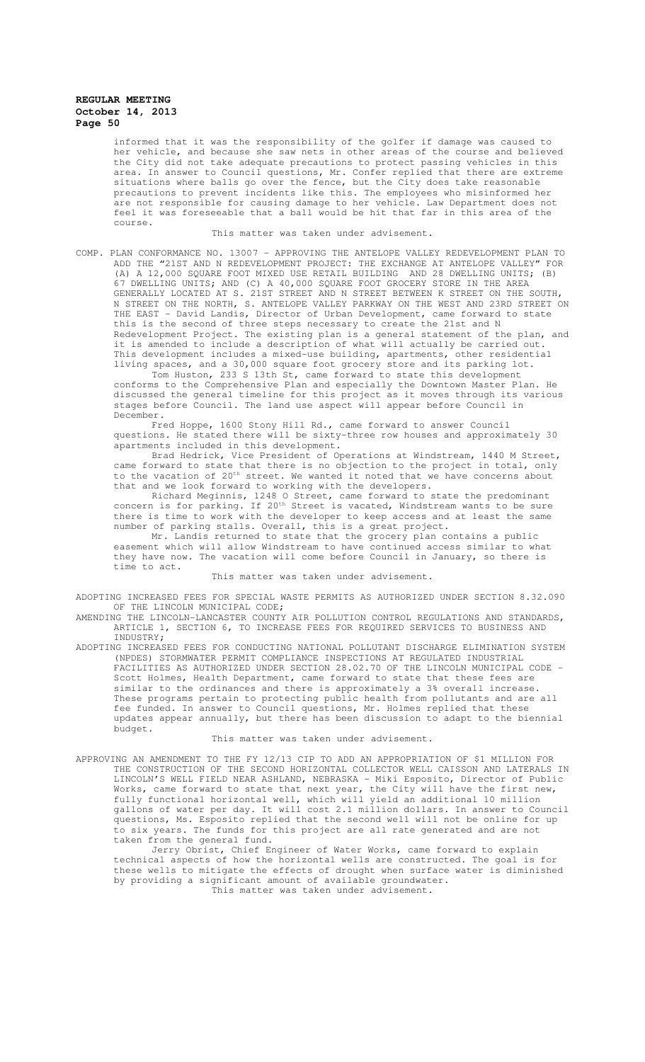informed that it was the responsibility of the golfer if damage was caused to her vehicle, and because she saw nets in other areas of the course and believed the City did not take adequate precautions to protect passing vehicles in this area. In answer to Council questions, Mr. Confer replied that there are extreme situations where balls go over the fence, but the City does take reasonable precautions to prevent incidents like this. The employees who misinformed her are not responsible for causing damage to her vehicle. Law Department does not feel it was foreseeable that a ball would be hit that far in this area of the course.

This matter was taken under advisement.

COMP. PLAN CONFORMANCE NO. 13007 - APPROVING THE ANTELOPE VALLEY REDEVELOPMENT PLAN TO ADD THE "21ST AND N REDEVELOPMENT PROJECT: THE EXCHANGE AT ANTELOPE VALLEY" FOR (A) A 12,000 SQUARE FOOT MIXED USE RETAIL BUILDING AND 28 DWELLING UNITS; (B) 67 DWELLING UNITS; AND (C) A 40,000 SQUARE FOOT GROCERY STORE IN THE AREA GENERALLY LOCATED AT S. 21ST STREET AND N STREET BETWEEN K STREET ON THE SOUTH, N STREET ON THE NORTH, S. ANTELOPE VALLEY PARKWAY ON THE WEST AND 23RD STREET ON THE EAST - David Landis, Director of Urban Development, came forward to state this is the second of three steps necessary to create the 21st and N Redevelopment Project. The existing plan is a general statement of the plan, and it is amended to include a description of what will actually be carried out. This development includes a mixed-use building, apartments, other residential living spaces, and a 30,000 square foot grocery store and its parking lot.

Tom Huston, 233 S 13th St, came forward to state this development conforms to the Comprehensive Plan and especially the Downtown Master Plan. He discussed the general timeline for this project as it moves through its various stages before Council. The land use aspect will appear before Council in December.

Fred Hoppe, 1600 Stony Hill Rd., came forward to answer Council questions. He stated there will be sixty-three row houses and approximately 30 apartments included in this development.

Brad Hedrick, Vice President of Operations at Windstream, 1440 M Street, came forward to state that there is no objection to the project in total, only to the vacation of 20th street. We wanted it noted that we have concerns about that and we look forward to working with the developers.

Richard Meginnis, 1248 O Street, came forward to state the predominant concern is for parking. If 20th Street is vacated, Windstream wants to be sure there is time to work with the developer to keep access and at least the same number of parking stalls. Overall, this is a great project.

Mr. Landis returned to state that the grocery plan contains a public easement which will allow Windstream to have continued access similar to what they have now. The vacation will come before Council in January, so there is time to act.

This matter was taken under advisement.

ADOPTING INCREASED FEES FOR SPECIAL WASTE PERMITS AS AUTHORIZED UNDER SECTION 8.32.090 OF THE LINCOLN MUNICIPAL CODE;

AMENDING THE LINCOLN-LANCASTER COUNTY AIR POLLUTION CONTROL REGULATIONS AND STANDARDS, ARTICLE 1, SECTION 6, TO INCREASE FEES FOR REQUIRED SERVICES TO BUSINESS AND INDUSTRY;

ADOPTING INCREASED FEES FOR CONDUCTING NATIONAL POLLUTANT DISCHARGE ELIMINATION SYSTEM (NPDES) STORMWATER PERMIT COMPLIANCE INSPECTIONS AT REGULATED INDUSTRIAL FACILITIES AS AUTHORIZED UNDER SECTION 28.02.70 OF THE LINCOLN MUNICIPAL CODE - Scott Holmes, Health Department, came forward to state that these fees are similar to the ordinances and there is approximately a 3% overall increase. These programs pertain to protecting public health from pollutants and are all fee funded. In answer to Council questions, Mr. Holmes replied that these updates appear annually, but there has been discussion to adapt to the biennial budget.

This matter was taken under advisement.

APPROVING AN AMENDMENT TO THE FY 12/13 CIP TO ADD AN APPROPRIATION OF $1 MILLION FOR THE CONSTRUCTION OF THE SECOND HORIZONTAL COLLECTOR WELL CAISSON AND LATERALS IN LINCOLN'S WELL FIELD NEAR ASHLAND, NEBRASKA - Miki Esposito, Director of Public Works, came forward to state that next year, the City will have the first new, fully functional horizontal well, which will yield an additional 10 million gallons of water per day. It will cost 2.1 million dollars. In answer to Council questions, Ms. Esposito replied that the second well will not be online for up to six years. The funds for this project are all rate generated and are not taken from the general fund.

Jerry Obrist, Chief Engineer of Water Works, came forward to explain technical aspects of how the horizontal wells are constructed. The goal is for these wells to mitigate the effects of drought when surface water is diminished by providing a significant amount of available groundwater.

This matter was taken under advisement.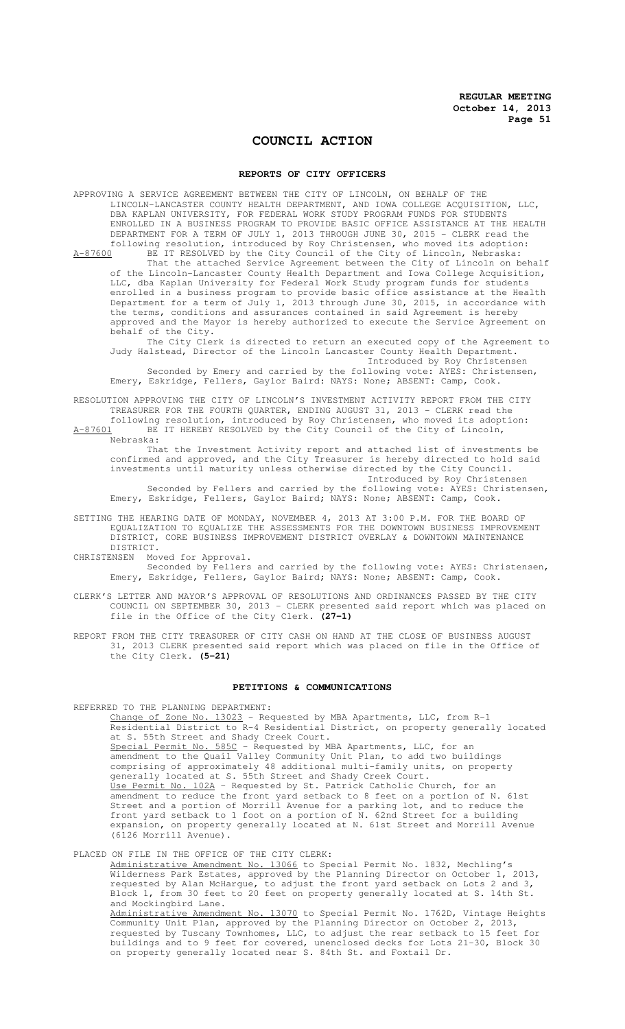# COUNCIL ACTION

## REPORTS OF CITY OFFICERS

APPROVING A SERVICE AGREEMENT BETWEEN THE CITY OF LINCOLN, ON BEHALF OF THE LINCOLN-LANCASTER COUNTY HEALTH DEPARTMENT, AND IOWA COLLEGE ACQUISITION, LLC, DBA KAPLAN UNIVERSITY, FOR FEDERAL WORK STUDY PROGRAM FUNDS FOR STUDENTS ENROLLED IN A BUSINESS PROGRAM TO PROVIDE BASIC OFFICE ASSISTANCE AT THE HEALTH DEPARTMENT FOR A TERM OF JULY 1, 2013 THROUGH JUNE 30, 2015 - CLERK read the following resolution, introduced by Roy Christensen, who moved its adoption:

A-87600 BE IT RESOLVED by the City Council of the City of Lincoln, Nebraska:

That the attached Service Agreement between the City of Lincoln on behalf of the Lincoln-Lancaster County Health Department and Iowa College Acquisition, LLC, dba Kaplan University for Federal Work Study program funds for students enrolled in a business program to provide basic office assistance at the Health Department for a term of July 1, 2013 through June 30, 2015, in accordance with the terms, conditions and assurances contained in said Agreement is hereby approved and the Mayor is hereby authorized to execute the Service Agreement on behalf of the City.

The City Clerk is directed to return an executed copy of the Agreement to Judy Halstead, Director of the Lincoln Lancaster County Health Department.

Introduced by Roy Christensen

Seconded by Emery and carried by the following vote: AYES: Christensen, Emery, Eskridge, Fellers, Gaylor Baird: NAYS: None; ABSENT: Camp, Cook.

RESOLUTION APPROVING THE CITY OF LINCOLN'S INVESTMENT ACTIVITY REPORT FROM THE CITY TREASURER FOR THE FOURTH QUARTER, ENDING AUGUST 31, 2013 - CLERK read the following resolution, introduced by Roy Christensen, who moved its adoption:

A-87601 BE IT HEREBY RESOLVED by the City Council of the City of Lincoln, Nebraska:

That the Investment Activity report and attached list of investments be confirmed and approved, and the City Treasurer is hereby directed to hold said investments until maturity unless otherwise directed by the City Council.

Introduced by Roy Christensen

Seconded by Fellers and carried by the following vote: AYES: Christensen, Emery, Eskridge, Fellers, Gaylor Baird; NAYS: None; ABSENT: Camp, Cook.

SETTING THE HEARING DATE OF MONDAY, NOVEMBER 4, 2013 AT 3:00 P.M. FOR THE BOARD OF EQUALIZATION TO EQUALIZE THE ASSESSMENTS FOR THE DOWNTOWN BUSINESS IMPROVEMENT DISTRICT, CORE BUSINESS IMPROVEMENT DISTRICT OVERLAY & DOWNTOWN MAINTENANCE DISTRICT.

CHRISTENSEN Moved for Approval.

Seconded by Fellers and carried by the following vote: AYES: Christensen, Emery, Eskridge, Fellers, Gaylor Baird; NAYS: None; ABSENT: Camp, Cook.

CLERK'S LETTER AND MAYOR'S APPROVAL OF RESOLUTIONS AND ORDINANCES PASSED BY THE CITY COUNCIL ON SEPTEMBER 30, 2013 - CLERK presented said report which was placed on file in the Office of the City Clerk. **(27-1)**

REPORT FROM THE CITY TREASURER OF CITY CASH ON HAND AT THE CLOSE OF BUSINESS AUGUST 31, 2013 CLERK presented said report which was placed on file in the Office of the City Clerk. **(5-21)**

## PETITIONS & COMMUNICATIONS

REFERRED TO THE PLANNING DEPARTMENT:

Change of Zone No. 13023 - Requested by MBA Apartments, LLC, from R-1 Residential District to R-4 Residential District, on property generally located at S. 55th Street and Shady Creek Court.

Special Permit No. 585C - Requested by MBA Apartments, LLC, for an amendment to the Quail Valley Community Unit Plan, to add two buildings comprising of approximately 48 additional multi-family units, on property generally located at S. 55th Street and Shady Creek Court.

Use Permit No. 102A - Requested by St. Patrick Catholic Church, for an amendment to reduce the front yard setback to 8 feet on a portion of N. 61st Street and a portion of Morrill Avenue for a parking lot, and to reduce the front yard setback to 1 foot on a portion of N. 62nd Street for a building expansion, on property generally located at N. 61st Street and Morrill Avenue (6126 Morrill Avenue).

PLACED ON FILE IN THE OFFICE OF THE CITY CLERK:

Administrative Amendment No. 13066 to Special Permit No. 1832, Mechling's Wilderness Park Estates, approved by the Planning Director on October 1, 2013, requested by Alan McHargue, to adjust the front yard setback on Lots 2 and 3, Block 1, from 30 feet to 20 feet on property generally located at S. 14th St. and Mockingbird Lane.

Administrative Amendment No. 13070 to Special Permit No. 1762D, Vintage Heights Community Unit Plan, approved by the Planning Director on October 2, 2013, requested by Tuscany Townhomes, LLC, to adjust the rear setback to 15 feet for buildings and to 9 feet for covered, unenclosed decks for Lots 21-30, Block 30 on property generally located near S. 84th St. and Foxtail Dr.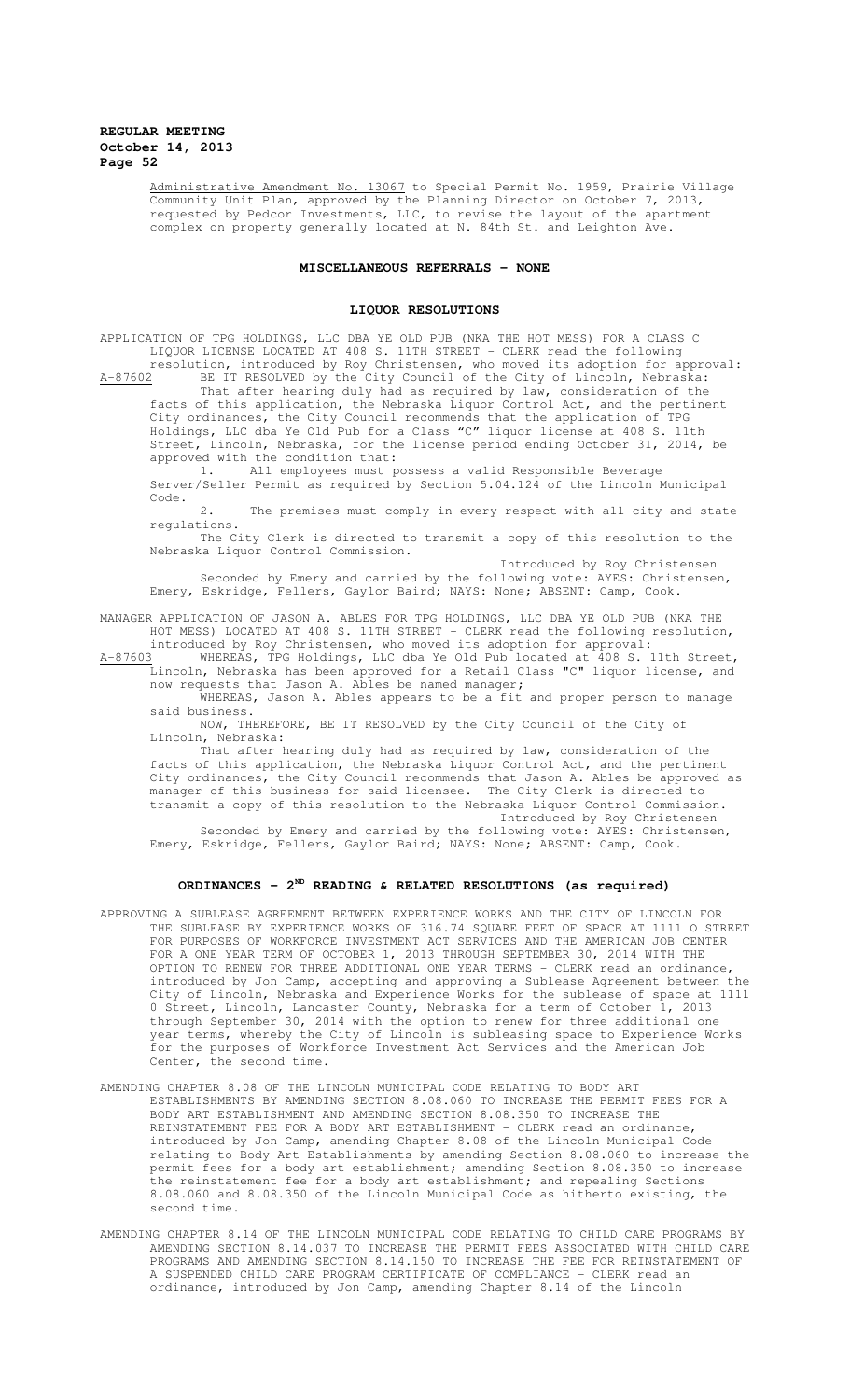Administrative Amendment No. 13067 to Special Permit No. 1959, Prairie Village Community Unit Plan, approved by the Planning Director on October 7, 2013, requested by Pedcor Investments, LLC, to revise the layout of the apartment complex on property generally located at N. 84th St. and Leighton Ave.

## MISCELLANEOUS REFERRALS - NONE

## LIQUOR RESOLUTIONS

APPLICATION OF TPG HOLDINGS, LLC DBA YE OLD PUB (NKA THE HOT MESS) FOR A CLASS C LIQUOR LICENSE LOCATED AT 408 S. 11TH STREET - CLERK read the following resolution, introduced by Roy Christensen, who moved its adoption for approval:

A-87602 BE IT RESOLVED by the City Council of the City of Lincoln, Nebraska:

That after hearing duly had as required by law, consideration of the facts of this application, the Nebraska Liquor Control Act, and the pertinent City ordinances, the City Council recommends that the application of TPG Holdings, LLC dba Ye Old Pub for a Class "C" liquor license at 408 S. 11th Street, Lincoln, Nebraska, for the license period ending October 31, 2014, be approved with the condition that:

1. All employees must possess a valid Responsible Beverage Server/Seller Permit as required by Section 5.04.124 of the Lincoln Municipal Code.

2. The premises must comply in every respect with all city and state regulations.

The City Clerk is directed to transmit a copy of this resolution to the Nebraska Liquor Control Commission.

Introduced by Roy Christensen

Seconded by Emery and carried by the following vote: AYES: Christensen, Emery, Eskridge, Fellers, Gaylor Baird; NAYS: None; ABSENT: Camp, Cook.

MANAGER APPLICATION OF JASON A. ABLES FOR TPG HOLDINGS, LLC DBA YE OLD PUB (NKA THE HOT MESS) LOCATED AT 408 S. 11TH STREET - CLERK read the following resolution, introduced by Roy Christensen, who moved its adoption for approval:

A-87603 WHEREAS, TPG Holdings, LLC dba Ye Old Pub located at 408 S. 11th Street, Lincoln, Nebraska has been approved for a Retail Class "C" liquor license, and now requests that Jason A. Ables be named manager;

WHEREAS, Jason A. Ables appears to be a fit and proper person to manage said business.

NOW, THEREFORE, BE IT RESOLVED by the City Council of the City of Lincoln, Nebraska:

That after hearing duly had as required by law, consideration of the facts of this application, the Nebraska Liquor Control Act, and the pertinent City ordinances, the City Council recommends that Jason A. Ables be approved as manager of this business for said licensee. The City Clerk is directed to transmit a copy of this resolution to the Nebraska Liquor Control Commission.

Introduced by Roy Christensen

Seconded by Emery and carried by the following vote: AYES: Christensen, Emery, Eskridge, Fellers, Gaylor Baird; NAYS: None; ABSENT: Camp, Cook.

## ORDINANCES - 2ND READING & RELATED RESOLUTIONS (as required)

APPROVING A SUBLEASE AGREEMENT BETWEEN EXPERIENCE WORKS AND THE CITY OF LINCOLN FOR THE SUBLEASE BY EXPERIENCE WORKS OF 316.74 SQUARE FEET OF SPACE AT 1111 O STREET FOR PURPOSES OF WORKFORCE INVESTMENT ACT SERVICES AND THE AMERICAN JOB CENTER FOR A ONE YEAR TERM OF OCTOBER 1, 2013 THROUGH SEPTEMBER 30, 2014 WITH THE OPTION TO RENEW FOR THREE ADDITIONAL ONE YEAR TERMS - CLERK read an ordinance, introduced by Jon Camp, accepting and approving a Sublease Agreement between the City of Lincoln, Nebraska and Experience Works for the sublease of space at 1111 0 Street, Lincoln, Lancaster County, Nebraska for a term of October 1, 2013 through September 30, 2014 with the option to renew for three additional one year terms, whereby the City of Lincoln is subleasing space to Experience Works for the purposes of Workforce Investment Act Services and the American Job Center, the second time.

AMENDING CHAPTER 8.08 OF THE LINCOLN MUNICIPAL CODE RELATING TO BODY ART ESTABLISHMENTS BY AMENDING SECTION 8.08.060 TO INCREASE THE PERMIT FEES FOR A BODY ART ESTABLISHMENT AND AMENDING SECTION 8.08.350 TO INCREASE THE REINSTATEMENT FEE FOR A BODY ART ESTABLISHMENT - CLERK read an ordinance, introduced by Jon Camp, amending Chapter 8.08 of the Lincoln Municipal Code relating to Body Art Establishments by amending Section 8.08.060 to increase the permit fees for a body art establishment; amending Section 8.08.350 to increase the reinstatement fee for a body art establishment; and repealing Sections 8.08.060 and 8.08.350 of the Lincoln Municipal Code as hitherto existing, the second time.

AMENDING CHAPTER 8.14 OF THE LINCOLN MUNICIPAL CODE RELATING TO CHILD CARE PROGRAMS BY AMENDING SECTION 8.14.037 TO INCREASE THE PERMIT FEES ASSOCIATED WITH CHILD CARE PROGRAMS AND AMENDING SECTION 8.14.150 TO INCREASE THE FEE FOR REINSTATEMENT OF A SUSPENDED CHILD CARE PROGRAM CERTIFICATE OF COMPLIANCE - CLERK read an ordinance, introduced by Jon Camp, amending Chapter 8.14 of the Lincoln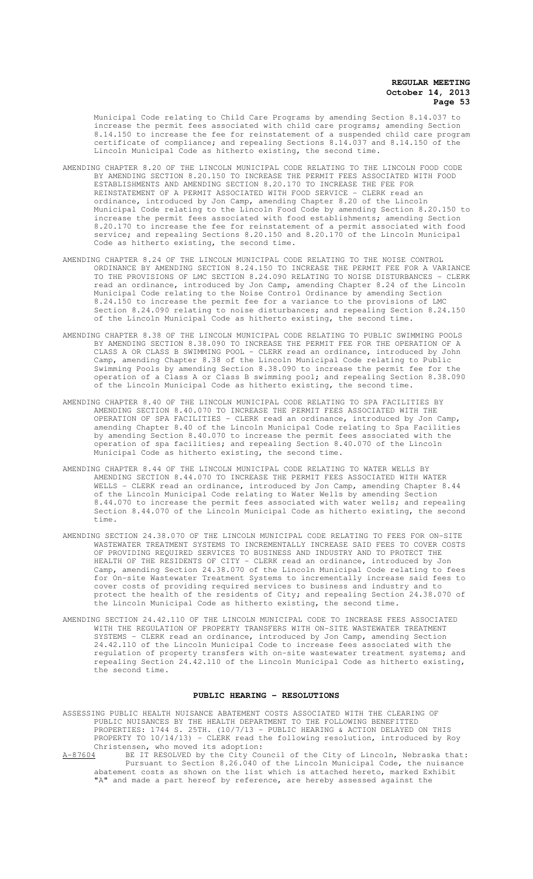Municipal Code relating to Child Care Programs by amending Section 8.14.037 to increase the permit fees associated with child care programs; amending Section 8.14.150 to increase the fee for reinstatement of a suspended child care program certificate of compliance; and repealing Sections 8.14.037 and 8.14.150 of the Lincoln Municipal Code as hitherto existing, the second time.

AMENDING CHAPTER 8.20 OF THE LINCOLN MUNICIPAL CODE RELATING TO THE LINCOLN FOOD CODE BY AMENDING SECTION 8.20.150 TO INCREASE THE PERMIT FEES ASSOCIATED WITH FOOD ESTABLISHMENTS AND AMENDING SECTION 8.20.170 TO INCREASE THE FEE FOR REINSTATEMENT OF A PERMIT ASSOCIATED WITH FOOD SERVICE - CLERK read an ordinance, introduced by Jon Camp, amending Chapter 8.20 of the Lincoln Municipal Code relating to the Lincoln Food Code by amending Section 8.20.150 to increase the permit fees associated with food establishments; amending Section 8.20.170 to increase the fee for reinstatement of a permit associated with food service; and repealing Sections 8.20.150 and 8.20.170 of the Lincoln Municipal Code as hitherto existing, the second time.

AMENDING CHAPTER 8.24 OF THE LINCOLN MUNICIPAL CODE RELATING TO THE NOISE CONTROL ORDINANCE BY AMENDING SECTION 8.24.150 TO INCREASE THE PERMIT FEE FOR A VARIANCE TO THE PROVISIONS OF LMC SECTION 8.24.090 RELATING TO NOISE DISTURBANCES - CLERK read an ordinance, introduced by Jon Camp, amending Chapter 8.24 of the Lincoln Municipal Code relating to the Noise Control Ordinance by amending Section 8.24.150 to increase the permit fee for a variance to the provisions of LMC Section 8.24.090 relating to noise disturbances; and repealing Section 8.24.150 of the Lincoln Municipal Code as hitherto existing, the second time.

AMENDING CHAPTER 8.38 OF THE LINCOLN MUNICIPAL CODE RELATING TO PUBLIC SWIMMING POOLS BY AMENDING SECTION 8.38.090 TO INCREASE THE PERMIT FEE FOR THE OPERATION OF A CLASS A OR CLASS B SWIMMING POOL - CLERK read an ordinance, introduced by John Camp, amending Chapter 8.38 of the Lincoln Municipal Code relating to Public Swimming Pools by amending Section 8.38.090 to increase the permit fee for the operation of a Class A or Class B swimming pool; and repealing Section 8.38.090 of the Lincoln Municipal Code as hitherto existing, the second time.

AMENDING CHAPTER 8.40 OF THE LINCOLN MUNICIPAL CODE RELATING TO SPA FACILITIES BY AMENDING SECTION 8.40.070 TO INCREASE THE PERMIT FEES ASSOCIATED WITH THE OPERATION OF SPA FACILITIES - CLERK read an ordinance, introduced by Jon Camp, amending Chapter 8.40 of the Lincoln Municipal Code relating to Spa Facilities by amending Section 8.40.070 to increase the permit fees associated with the operation of spa facilities; and repealing Section 8.40.070 of the Lincoln Municipal Code as hitherto existing, the second time.

AMENDING CHAPTER 8.44 OF THE LINCOLN MUNICIPAL CODE RELATING TO WATER WELLS BY AMENDING SECTION 8.44.070 TO INCREASE THE PERMIT FEES ASSOCIATED WITH WATER WELLS - CLERK read an ordinance, introduced by Jon Camp, amending Chapter 8.44 of the Lincoln Municipal Code relating to Water Wells by amending Section 8.44.070 to increase the permit fees associated with water wells; and repealing Section 8.44.070 of the Lincoln Municipal Code as hitherto existing, the second time.

AMENDING SECTION 24.38.070 OF THE LINCOLN MUNICIPAL CODE RELATING TO FEES FOR ON-SITE WASTEWATER TREATMENT SYSTEMS TO INCREMENTALLY INCREASE SAID FEES TO COVER COSTS OF PROVIDING REQUIRED SERVICES TO BUSINESS AND INDUSTRY AND TO PROTECT THE HEALTH OF THE RESIDENTS OF CITY - CLERK read an ordinance, introduced by Jon Camp, amending Section 24.38.070 of the Lincoln Municipal Code relating to fees for On-site Wastewater Treatment Systems to incrementally increase said fees to cover costs of providing required services to business and industry and to protect the health of the residents of City; and repealing Section 24.38.070 of the Lincoln Municipal Code as hitherto existing, the second time.

AMENDING SECTION 24.42.110 OF THE LINCOLN MUNICIPAL CODE TO INCREASE FEES ASSOCIATED WITH THE REGULATION OF PROPERTY TRANSFERS WITH ON-SITE WASTEWATER TREATMENT SYSTEMS - CLERK read an ordinance, introduced by Jon Camp, amending Section 24.42.110 of the Lincoln Municipal Code to increase fees associated with the regulation of property transfers with on-site wastewater treatment systems; and repealing Section 24.42.110 of the Lincoln Municipal Code as hitherto existing, the second time.

## PUBLIC HEARING - RESOLUTIONS

ASSESSING PUBLIC HEALTH NUISANCE ABATEMENT COSTS ASSOCIATED WITH THE CLEARING OF PUBLIC NUISANCES BY THE HEALTH DEPARTMENT TO THE FOLLOWING BENEFITTED PROPERTIES: 1744 S. 25TH. (10/7/13 - PUBLIC HEARING & ACTION DELAYED ON THIS PROPERTY TO 10/14/13) - CLERK read the following resolution, introduced by Roy Christensen, who moved its adoption:

A-87604 BE IT RESOLVED by the City Council of the City of Lincoln, Nebraska that: Pursuant to Section 8.26.040 of the Lincoln Municipal Code, the nuisance abatement costs as shown on the list which is attached hereto, marked Exhibit "A" and made a part hereof by reference, are hereby assessed against the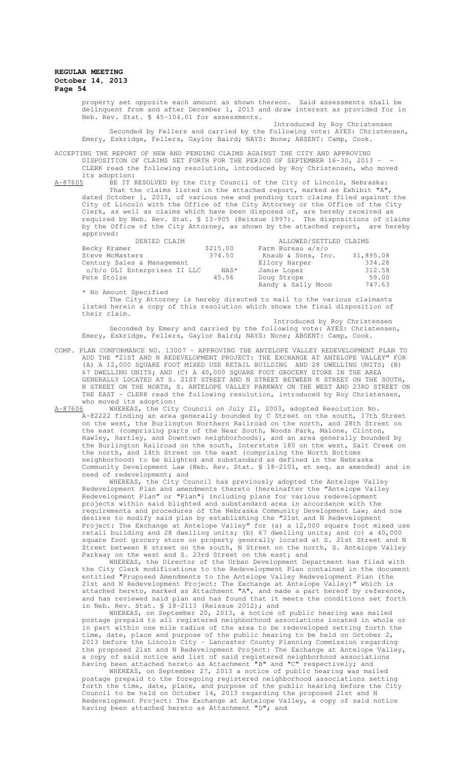property set opposite each amount as shown thereon. Said assessments shall be delinquent from and after December 1, 2013 and draw interest as provided for in Neb. Rev. Stat. § 45-104.01 for assessments.

Introduced by Roy Christensen

Seconded by Fellers and carried by the following vote: AYES: Christensen, Emery, Eskridge, Fellers, Gaylor Baird; NAYS: None; ABSENT: Camp, Cook.

ACCEPTING THE REPORT OF NEW AND PENDING CLAIMS AGAINST THE CITY AND APPROVING DISPOSITION OF CLAIMS SET FORTH FOR THE PERIOD OF SEPTEMBER 16-30, 2013 - - CLERK read the following resolution, introduced by Roy Christensen, who moved its adoption:

A-87605 BE IT RESOLVED by the City Council of the City of Lincoln, Nebraska:

That the claims listed in the attached report, marked as Exhibit "A", dated October 1, 2013, of various new and pending tort claims filed against the City of Lincoln with the Office of the City Attorney or the Office of the City Clerk, as well as claims which have been disposed of, are hereby received as required by Neb. Rev. Stat. § 13-905 (Reissue 1997). The dispositions of claims by the Office of the City Attorney, as shown by the attached report, are hereby approved:

| DENIED CLAIM | | ALLOWED/SETTLED CLAIMS | |
|---|---|---|---|
| Becky Kramer | $215.00 | Farm Bureau a/s/o | |
| Steve McMasters | 374.50 | Knaub & Sons, Inc. | $1,895.08 |
| Century Sales & Management | | Ellory Harper | 334.28 |
| o/b/o DLI Enterprises II LLC | NAS* | Jamie Lopez | 312.58 |
| Pete Stolze | 45.56 | Doug Strope | 59.00 |
| | | Randy & Sally Moon | 747.63 |

\* No Amount Specified

The City Attorney is hereby directed to mail to the various claimants listed herein a copy of this resolution which shows the final disposition of their claim.

Introduced by Roy Christensen

Seconded by Emery and carried by the following vote: AYES: Christensen, Emery, Eskridge, Fellers, Gaylor Baird; NAYS: None; ABSENT: Camp, Cook.

COMP. PLAN CONFORMANCE NO. 13007 - APPROVING THE ANTELOPE VALLEY REDEVELOPMENT PLAN TO ADD THE "21ST AND N REDEVELOPMENT PROJECT: THE EXCHANGE AT ANTELOPE VALLEY" FOR (A) A 12,000 SQUARE FOOT MIXED USE RETAIL BUILDING AND 28 DWELLING UNITS; (B) 67 DWELLING UNITS; AND (C) A 40,000 SQUARE FOOT GROCERY STORE IN THE AREA GENERALLY LOCATED AT S. 21ST STREET AND N STREET BETWEEN K STREET ON THE SOUTH, N STREET ON THE NORTH, S. ANTELOPE VALLEY PARKWAY ON THE WEST AND 23RD STREET ON THE EAST - CLERK read the following resolution, introduced by Roy Christensen, who moved its adoption:

A-87606 WHEREAS, the City Council on July 21, 2003, adopted Resolution No. A-82222 finding an area generally bounded by C Street on the south, 17th Street on the west, the Burlington Northern Railroad on the north, and 28th Street on the east (comprising parts of the Near South, Woods Park, Malone, Clinton, Hawley, Hartley, and Downtown neighborhoods), and an area generally bounded by the Burlington Railroad on the south, Interstate 180 on the west, Salt Creek on the north, and 14th Street on the east (comprising the North Bottoms neighborhood) to be blighted and substandard as defined in the Nebraska Community Development Law (Neb. Rev. Stat. § 18-2101, et seq. as amended) and in need of redevelopment; and

WHEREAS, the City Council has previously adopted the Antelope Valley Redevelopment Plan and amendments thereto (hereinafter the "Antelope Valley Redevelopment Plan" or "Plan") including plans for various redevelopment projects within said blighted and substandard area in accordance with the requirements and procedures of the Nebraska Community Development Law; and now desires to modify said plan by establishing the "21st and N Redevelopment Project: The Exchange at Antelope Valley" for (a) a 12,000 square foot mixed use retail building and 28 dwelling units; (b) 67 dwelling units; and (c) a 40,000 square foot grocery store on property generally located at S. 21st Street and N Street between K street on the south, N Street on the north, S. Antelope Valley Parkway on the west and S. 23rd Street on the east; and

WHEREAS, the Director of the Urban Development Department has filed with the City Clerk modifications to the Redevelopment Plan contained in the document entitled "Proposed Amendments to the Antelope Valley Redevelopment Plan (the 21st and N Redevelopment Project: The Exchange at Antelope Valley)" which is attached hereto, marked as Attachment "A", and made a part hereof by reference, and has reviewed said plan and has found that it meets the conditions set forth in Neb. Rev. Stat. § 18-2113 (Reissue 2012); and

WHEREAS, on September 20, 2013, a notice of public hearing was mailed postage prepaid to all registered neighborhood associations located in whole or in part within one mile radius of the area to be redeveloped setting forth the time, date, place and purpose of the public hearing to be held on October 2, 2013 before the Lincoln City - Lancaster County Planning Commission regarding the proposed 21st and N Redevelopment Project: The Exchange at Antelope Valley, a copy of said notice and list of said registered neighborhood associations having been attached hereto as Attachment "B" and "C" respectively; and

WHEREAS, on September 27, 2013 a notice of public hearing was mailed postage prepaid to the foregoing registered neighborhood associations setting forth the time, date, place, and purpose of the public hearing before the City Council to be held on October 14, 2013 regarding the proposed 21st and N Redevelopment Project: The Exchange at Antelope Valley, a copy of said notice having been attached hereto as Attachment "D"; and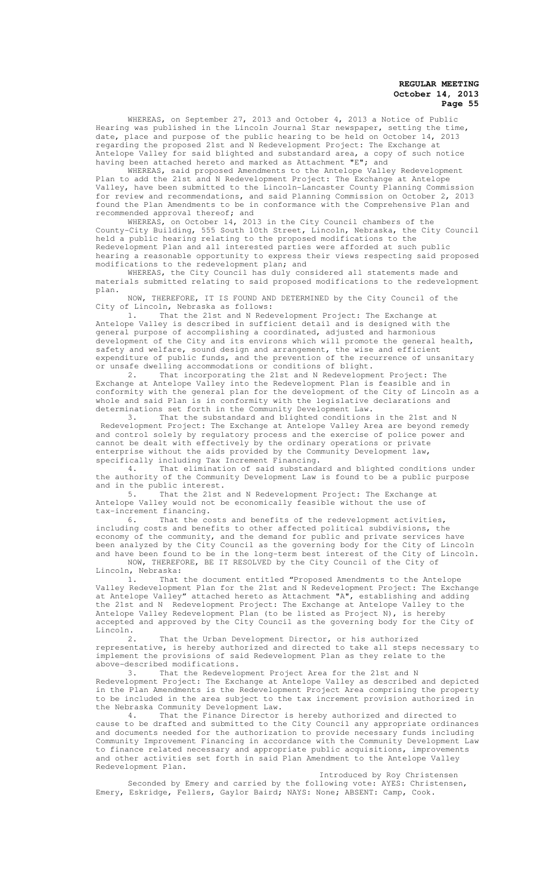WHEREAS, on September 27, 2013 and October 4, 2013 a Notice of Public Hearing was published in the Lincoln Journal Star newspaper, setting the time, date, place and purpose of the public hearing to be held on October 14, 2013 regarding the proposed 21st and N Redevelopment Project: The Exchange at Antelope Valley for said blighted and substandard area, a copy of such notice having been attached hereto and marked as Attachment "E"; and

WHEREAS, said proposed Amendments to the Antelope Valley Redevelopment Plan to add the 21st and N Redevelopment Project: The Exchange at Antelope Valley, have been submitted to the Lincoln-Lancaster County Planning Commission for review and recommendations, and said Planning Commission on October 2, 2013 found the Plan Amendments to be in conformance with the Comprehensive Plan and recommended approval thereof; and

WHEREAS, on October 14, 2013 in the City Council chambers of the County-City Building, 555 South 10th Street, Lincoln, Nebraska, the City Council held a public hearing relating to the proposed modifications to the Redevelopment Plan and all interested parties were afforded at such public hearing a reasonable opportunity to express their views respecting said proposed modifications to the redevelopment plan; and

WHEREAS, the City Council has duly considered all statements made and materials submitted relating to said proposed modifications to the redevelopment plan.

NOW, THEREFORE, IT IS FOUND AND DETERMINED by the City Council of the City of Lincoln, Nebraska as follows:

1. That the 21st and N Redevelopment Project: The Exchange at Antelope Valley is described in sufficient detail and is designed with the general purpose of accomplishing a coordinated, adjusted and harmonious development of the City and its environs which will promote the general health, safety and welfare, sound design and arrangement, the wise and efficient expenditure of public funds, and the prevention of the recurrence of unsanitary or unsafe dwelling accommodations or conditions of blight.

2. That incorporating the 21st and N Redevelopment Project: The Exchange at Antelope Valley into the Redevelopment Plan is feasible and in conformity with the general plan for the development of the City of Lincoln as a whole and said Plan is in conformity with the legislative declarations and determinations set forth in the Community Development Law.

3. That the substandard and blighted conditions in the 21st and N Redevelopment Project: The Exchange at Antelope Valley Area are beyond remedy and control solely by regulatory process and the exercise of police power and cannot be dealt with effectively by the ordinary operations or private enterprise without the aids provided by the Community Development law, specifically including Tax Increment Financing.

4. That elimination of said substandard and blighted conditions under the authority of the Community Development Law is found to be a public purpose and in the public interest.

5. That the 21st and N Redevelopment Project: The Exchange at Antelope Valley would not be economically feasible without the use of tax-increment financing.

6. That the costs and benefits of the redevelopment activities, including costs and benefits to other affected political subdivisions, the economy of the community, and the demand for public and private services have been analyzed by the City Council as the governing body for the City of Lincoln and have been found to be in the long-term best interest of the City of Lincoln.

NOW, THEREFORE, BE IT RESOLVED by the City Council of the City of Lincoln, Nebraska:

1. That the document entitled "Proposed Amendments to the Antelope Valley Redevelopment Plan for the 21st and N Redevelopment Project: The Exchange at Antelope Valley" attached hereto as Attachment "A", establishing and adding the 21st and N Redevelopment Project: The Exchange at Antelope Valley to the Antelope Valley Redevelopment Plan (to be listed as Project N), is hereby accepted and approved by the City Council as the governing body for the City of Lincoln.

2. That the Urban Development Director, or his authorized representative, is hereby authorized and directed to take all steps necessary to implement the provisions of said Redevelopment Plan as they relate to the above-described modifications.

3. That the Redevelopment Project Area for the 21st and N Redevelopment Project: The Exchange at Antelope Valley as described and depicted in the Plan Amendments is the Redevelopment Project Area comprising the property to be included in the area subject to the tax increment provision authorized in the Nebraska Community Development Law.

4. That the Finance Director is hereby authorized and directed to cause to be drafted and submitted to the City Council any appropriate ordinances and documents needed for the authorization to provide necessary funds including Community Improvement Financing in accordance with the Community Development Law to finance related necessary and appropriate public acquisitions, improvements and other activities set forth in said Plan Amendment to the Antelope Valley Redevelopment Plan.

Introduced by Roy Christensen

Seconded by Emery and carried by the following vote: AYES: Christensen, Emery, Eskridge, Fellers, Gaylor Baird; NAYS: None; ABSENT: Camp, Cook.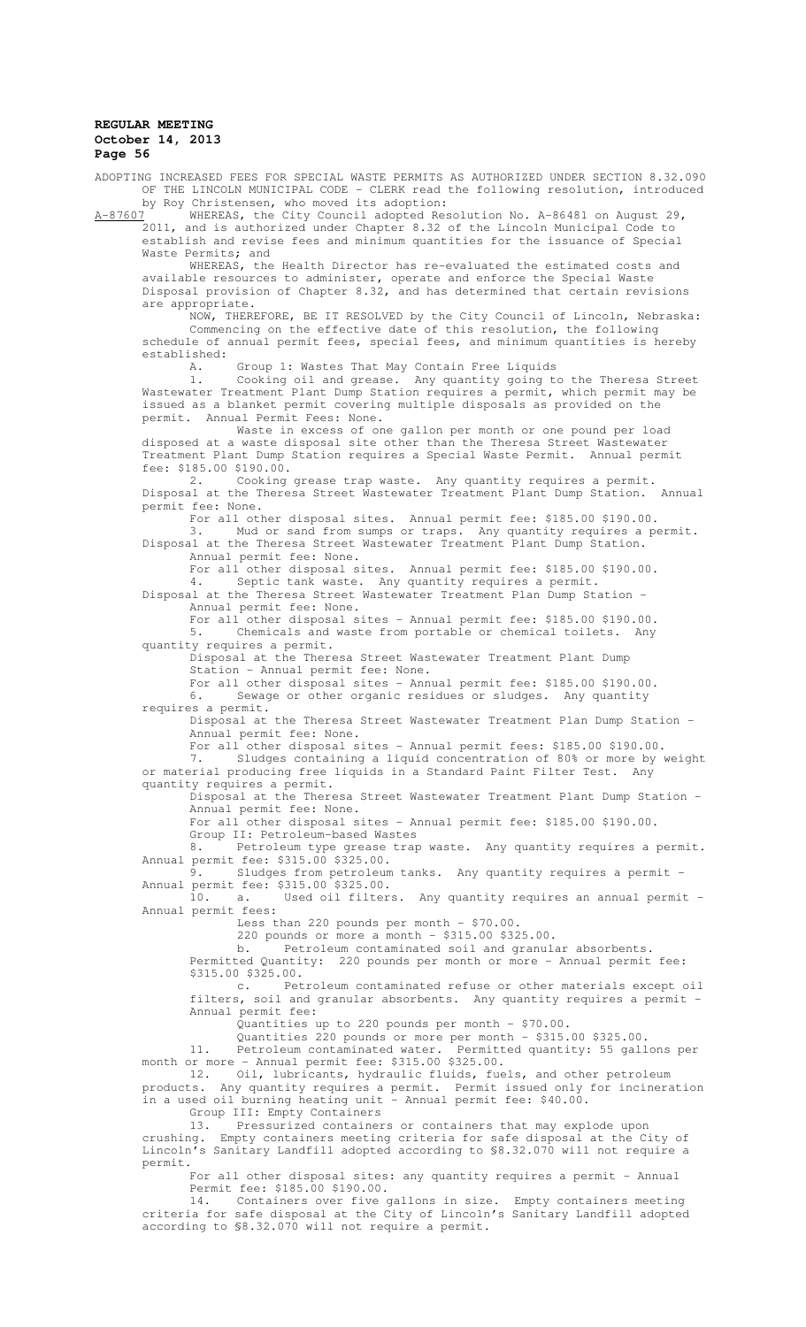**REGULAR MEETING**
**October 14, 2013**
**Page 56**

ADOPTING INCREASED FEES FOR SPECIAL WASTE PERMITS AS AUTHORIZED UNDER SECTION 8.32.090 OF THE LINCOLN MUNICIPAL CODE - CLERK read the following resolution, introduced by Roy Christensen, who moved its adoption:

A-87607 WHEREAS, the City Council adopted Resolution No. A-86481 on August 29, 2011, and is authorized under Chapter 8.32 of the Lincoln Municipal Code to establish and revise fees and minimum quantities for the issuance of Special Waste Permits; and

WHEREAS, the Health Director has re-evaluated the estimated costs and available resources to administer, operate and enforce the Special Waste Disposal provision of Chapter 8.32, and has determined that certain revisions are appropriate.

NOW, THEREFORE, BE IT RESOLVED by the City Council of Lincoln, Nebraska:

Commencing on the effective date of this resolution, the following schedule of annual permit fees, special fees, and minimum quantities is hereby established:

A. Group 1: Wastes That May Contain Free Liquids

1. Cooking oil and grease. Any quantity going to the Theresa Street Wastewater Treatment Plant Dump Station requires a permit, which permit may be issued as a blanket permit covering multiple disposals as provided on the permit. Annual Permit Fees: None.

Waste in excess of one gallon per month or one pound per load disposed at a waste disposal site other than the Theresa Street Wastewater Treatment Plant Dump Station requires a Special Waste Permit. Annual permit fee: $185.00 $190.00.

2. Cooking grease trap waste. Any quantity requires a permit. Disposal at the Theresa Street Wastewater Treatment Plant Dump Station. Annual permit fee: None.

For all other disposal sites. Annual permit fee: $185.00 $190.00.

3. Mud or sand from sumps or traps. Any quantity requires a permit. Disposal at the Theresa Street Wastewater Treatment Plant Dump Station. Annual permit fee: None.

For all other disposal sites. Annual permit fee: $185.00 $190.00.

4. Septic tank waste. Any quantity requires a permit. Disposal at the Theresa Street Wastewater Treatment Plan Dump Station - Annual permit fee: None.

For all other disposal sites - Annual permit fee: $185.00 $190.00.

5. Chemicals and waste from portable or chemical toilets. Any quantity requires a permit.

Disposal at the Theresa Street Wastewater Treatment Plant Dump Station - Annual permit fee: None.

For all other disposal sites - Annual permit fee: $185.00 $190.00.

6. Sewage or other organic residues or sludges. Any quantity requires a permit.

Disposal at the Theresa Street Wastewater Treatment Plan Dump Station - Annual permit fee: None.

For all other disposal sites - Annual permit fees: $185.00 $190.00.

7. Sludges containing a liquid concentration of 80% or more by weight or material producing free liquids in a Standard Paint Filter Test. Any quantity requires a permit.

Disposal at the Theresa Street Wastewater Treatment Plant Dump Station - Annual permit fee: None.

For all other disposal sites - Annual permit fee: $185.00 $190.00.

Group II: Petroleum-based Wastes

8. Petroleum type grease trap waste. Any quantity requires a permit. Annual permit fee: $315.00 $325.00.

9. Sludges from petroleum tanks. Any quantity requires a permit - Annual permit fee: $315.00 $325.00.

10. a. Used oil filters. Any quantity requires an annual permit - Annual permit fees:

Less than 220 pounds per month - $70.00.

220 pounds or more a month - $315.00 $325.00.

b. Petroleum contaminated soil and granular absorbents. Permitted Quantity: 220 pounds per month or more - Annual permit fee: $315.00 $325.00.

c. Petroleum contaminated refuse or other materials except oil filters, soil and granular absorbents. Any quantity requires a permit - Annual permit fee:

Quantities up to 220 pounds per month - $70.00.

Quantities 220 pounds or more per month - $315.00 $325.00.

11. Petroleum contaminated water. Permitted quantity: 55 gallons per month or more - Annual permit fee: $315.00 $325.00.

12. Oil, lubricants, hydraulic fluids, fuels, and other petroleum products. Any quantity requires a permit. Permit issued only for incineration in a used oil burning heating unit - Annual permit fee: $40.00.

Group III: Empty Containers

13. Pressurized containers or containers that may explode upon crushing. Empty containers meeting criteria for safe disposal at the City of Lincoln's Sanitary Landfill adopted according to §8.32.070 will not require a permit.

For all other disposal sites: any quantity requires a permit - Annual Permit fee: $185.00 $190.00.

14. Containers over five gallons in size. Empty containers meeting criteria for safe disposal at the City of Lincoln's Sanitary Landfill adopted according to §8.32.070 will not require a permit.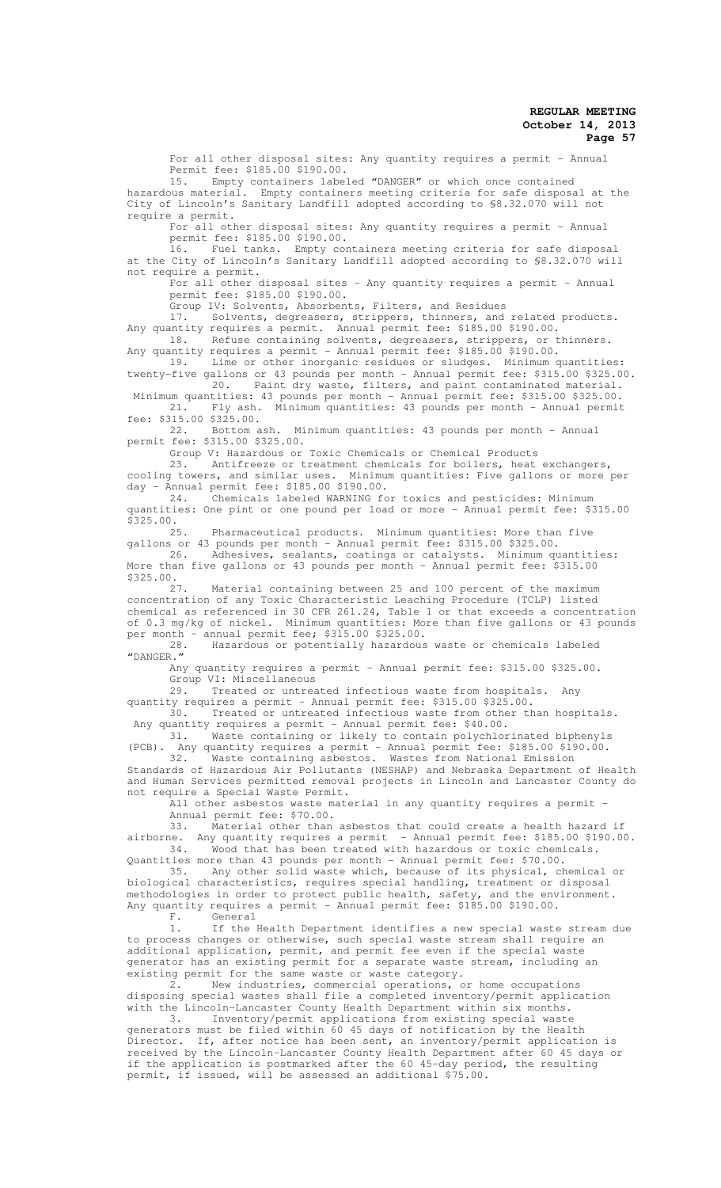For all other disposal sites: Any quantity requires a permit - Annual Permit fee: $185.00 $190.00.

15. Empty containers labeled "DANGER" or which once contained hazardous material. Empty containers meeting criteria for safe disposal at the City of Lincoln's Sanitary Landfill adopted according to §8.32.070 will not require a permit.

For all other disposal sites: Any quantity requires a permit - Annual permit fee: $185.00 $190.00.

16. Fuel tanks. Empty containers meeting criteria for safe disposal at the City of Lincoln's Sanitary Landfill adopted according to §8.32.070 will not require a permit.

For all other disposal sites - Any quantity requires a permit - Annual permit fee: $185.00 $190.00.

Group IV: Solvents, Absorbents, Filters, and Residues

17. Solvents, degreasers, strippers, thinners, and related products. Any quantity requires a permit. Annual permit fee: $185.00 $190.00.

18. Refuse containing solvents, degreasers, strippers, or thinners. Any quantity requires a permit - Annual permit fee: $185.00 $190.00.

19. Lime or other inorganic residues or sludges. Minimum quantities: twenty-five gallons or 43 pounds per month - Annual permit fee: $315.00 $325.00.

20. Paint dry waste, filters, and paint contaminated material. Minimum quantities: 43 pounds per month - Annual permit fee: $315.00 $325.00.

21. Fly ash. Minimum quantities: 43 pounds per month - Annual permit fee: $315.00 $325.00.

22. Bottom ash. Minimum quantities: 43 pounds per month - Annual permit fee: $315.00 $325.00.

Group V: Hazardous or Toxic Chemicals or Chemical Products

23. Antifreeze or treatment chemicals for boilers, heat exchangers, cooling towers, and similar uses. Minimum quantities: Five gallons or more per day - Annual permit fee: $185.00 $190.00.

24. Chemicals labeled WARNING for toxics and pesticides: Minimum quantities: One pint or one pound per load or more - Annual permit fee: $315.00 $325.00.

25. Pharmaceutical products. Minimum quantities: More than five gallons or 43 pounds per month - Annual permit fee: $315.00 $325.00.

26. Adhesives, sealants, coatings or catalysts. Minimum quantities: More than five gallons or 43 pounds per month - Annual permit fee: $315.00 $325.00.

27. Material containing between 25 and 100 percent of the maximum concentration of any Toxic Characteristic Leaching Procedure (TCLP) listed chemical as referenced in 30 CFR 261.24, Table 1 or that exceeds a concentration of 0.3 mg/kg of nickel. Minimum quantities: More than five gallons or 43 pounds per month - annual permit fee; $315.00 $325.00.

28. Hazardous or potentially hazardous waste or chemicals labeled "DANGER."

Any quantity requires a permit - Annual permit fee: $315.00 $325.00.

Group VI: Miscellaneous

29. Treated or untreated infectious waste from hospitals. Any quantity requires a permit - Annual permit fee: $315.00 $325.00.

30. Treated or untreated infectious waste from other than hospitals. Any quantity requires a permit - Annual permit fee: $40.00.

31. Waste containing or likely to contain polychlorinated biphenyls (PCB). Any quantity requires a permit - Annual permit fee: $185.00 $190.00.

32. Waste containing asbestos. Wastes from National Emission Standards of Hazardous Air Pollutants (NESHAP) and Nebraska Department of Health and Human Services permitted removal projects in Lincoln and Lancaster County do not require a Special Waste Permit.

All other asbestos waste material in any quantity requires a permit - Annual permit fee: $70.00.

33. Material other than asbestos that could create a health hazard if airborne. Any quantity requires a permit - Annual permit fee: $185.00 $190.00.

34. Wood that has been treated with hazardous or toxic chemicals. Quantities more than 43 pounds per month - Annual permit fee: $70.00.

35. Any other solid waste which, because of its physical, chemical or biological characteristics, requires special handling, treatment or disposal methodologies in order to protect public health, safety, and the environment. Any quantity requires a permit - Annual permit fee: $185.00 $190.00.

F. General

1. If the Health Department identifies a new special waste stream due to process changes or otherwise, such special waste stream shall require an additional application, permit, and permit fee even if the special waste generator has an existing permit for a separate waste stream, including an existing permit for the same waste or waste category.

2. New industries, commercial operations, or home occupations disposing special wastes shall file a completed inventory/permit application with the Lincoln-Lancaster County Health Department within six months.

3. Inventory/permit applications from existing special waste generators must be filed within 60 45 days of notification by the Health Director. If, after notice has been sent, an inventory/permit application is received by the Lincoln-Lancaster County Health Department after 60 45 days or if the application is postmarked after the 60 45-day period, the resulting permit, if issued, will be assessed an additional $75.00.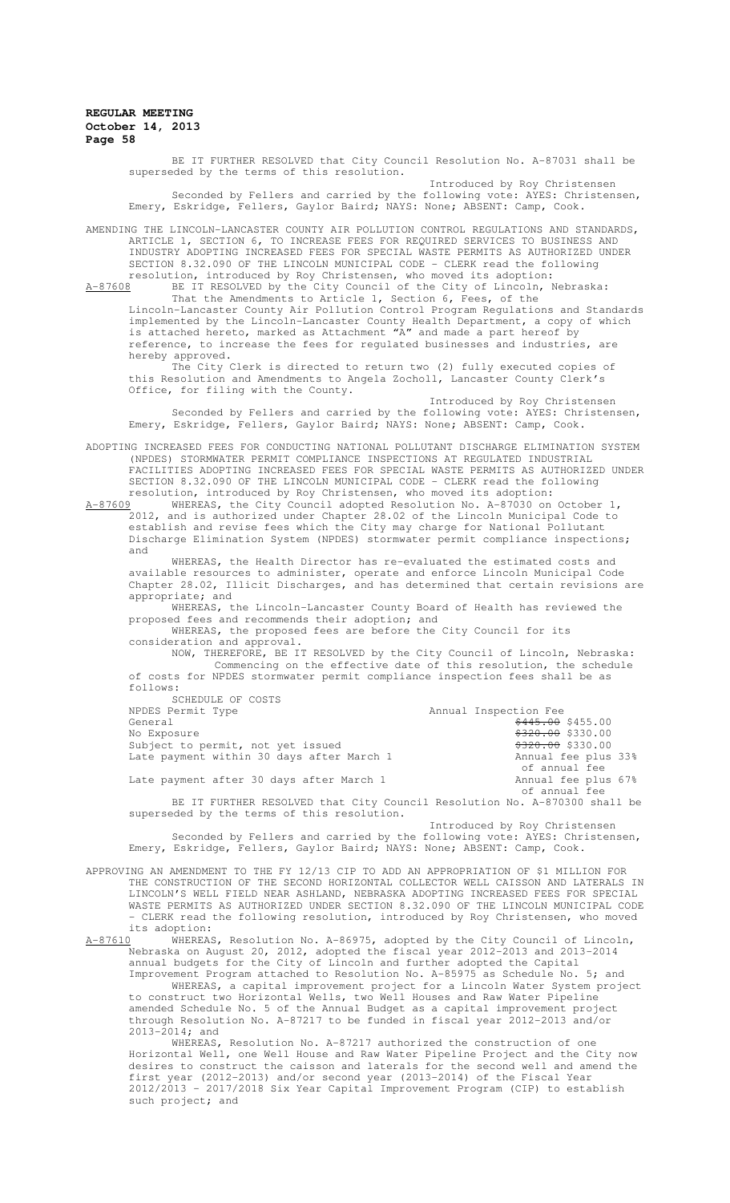BE IT FURTHER RESOLVED that City Council Resolution No. A-87031 shall be superseded by the terms of this resolution.

Introduced by Roy Christensen

Seconded by Fellers and carried by the following vote: AYES: Christensen, Emery, Eskridge, Fellers, Gaylor Baird; NAYS: None; ABSENT: Camp, Cook.

AMENDING THE LINCOLN-LANCASTER COUNTY AIR POLLUTION CONTROL REGULATIONS AND STANDARDS, ARTICLE 1, SECTION 6, TO INCREASE FEES FOR REQUIRED SERVICES TO BUSINESS AND INDUSTRY ADOPTING INCREASED FEES FOR SPECIAL WASTE PERMITS AS AUTHORIZED UNDER SECTION 8.32.090 OF THE LINCOLN MUNICIPAL CODE - CLERK read the following resolution, introduced by Roy Christensen, who moved its adoption:

A-87608 BE IT RESOLVED by the City Council of the City of Lincoln, Nebraska:

That the Amendments to Article 1, Section 6, Fees, of the Lincoln-Lancaster County Air Pollution Control Program Regulations and Standards implemented by the Lincoln-Lancaster County Health Department, a copy of which is attached hereto, marked as Attachment "A" and made a part hereof by reference, to increase the fees for regulated businesses and industries, are hereby approved.

The City Clerk is directed to return two (2) fully executed copies of this Resolution and Amendments to Angela Zocholl, Lancaster County Clerk's Office, for filing with the County.

Introduced by Roy Christensen

Seconded by Fellers and carried by the following vote: AYES: Christensen, Emery, Eskridge, Fellers, Gaylor Baird; NAYS: None; ABSENT: Camp, Cook.

ADOPTING INCREASED FEES FOR CONDUCTING NATIONAL POLLUTANT DISCHARGE ELIMINATION SYSTEM (NPDES) STORMWATER PERMIT COMPLIANCE INSPECTIONS AT REGULATED INDUSTRIAL FACILITIES ADOPTING INCREASED FEES FOR SPECIAL WASTE PERMITS AS AUTHORIZED UNDER SECTION 8.32.090 OF THE LINCOLN MUNICIPAL CODE - CLERK read the following resolution, introduced by Roy Christensen, who moved its adoption:

A-87609 WHEREAS, the City Council adopted Resolution No. A-87030 on October 1, 2012, and is authorized under Chapter 28.02 of the Lincoln Municipal Code to establish and revise fees which the City may charge for National Pollutant Discharge Elimination System (NPDES) stormwater permit compliance inspections; and

WHEREAS, the Health Director has re-evaluated the estimated costs and available resources to administer, operate and enforce Lincoln Municipal Code Chapter 28.02, Illicit Discharges, and has determined that certain revisions are appropriate; and

WHEREAS, the Lincoln-Lancaster County Board of Health has reviewed the proposed fees and recommends their adoption; and

WHEREAS, the proposed fees are before the City Council for its consideration and approval.

NOW, THEREFORE, BE IT RESOLVED by the City Council of Lincoln, Nebraska:

Commencing on the effective date of this resolution, the schedule of costs for NPDES stormwater permit compliance inspection fees shall be as follows:

SCHEDULE OF COSTS

| NPDES Permit Type | Annual Inspection Fee |
|---|---|
| General | ~~$445.00~~ $455.00 |
| No Exposure | ~~$320.00~~ $330.00 |
| Subject to permit, not yet issued | ~~$320.00~~ $330.00 |
| Late payment within 30 days after March 1 | Annual fee plus 33% of annual fee |
| Late payment after 30 days after March 1 | Annual fee plus 67% of annual fee |

BE IT FURTHER RESOLVED that City Council Resolution No. A-870300 shall be superseded by the terms of this resolution.

Introduced by Roy Christensen

Seconded by Fellers and carried by the following vote: AYES: Christensen, Emery, Eskridge, Fellers, Gaylor Baird; NAYS: None; ABSENT: Camp, Cook.

APPROVING AN AMENDMENT TO THE FY 12/13 CIP TO ADD AN APPROPRIATION OF $1 MILLION FOR THE CONSTRUCTION OF THE SECOND HORIZONTAL COLLECTOR WELL CAISSON AND LATERALS IN LINCOLN'S WELL FIELD NEAR ASHLAND, NEBRASKA ADOPTING INCREASED FEES FOR SPECIAL WASTE PERMITS AS AUTHORIZED UNDER SECTION 8.32.090 OF THE LINCOLN MUNICIPAL CODE - CLERK read the following resolution, introduced by Roy Christensen, who moved its adoption:

A-87610 WHEREAS, Resolution No. A-86975, adopted by the City Council of Lincoln, Nebraska on August 20, 2012, adopted the fiscal year 2012-2013 and 2013-2014 annual budgets for the City of Lincoln and further adopted the Capital Improvement Program attached to Resolution No. A-85975 as Schedule No. 5; and

WHEREAS, a capital improvement project for a Lincoln Water System project to construct two Horizontal Wells, two Well Houses and Raw Water Pipeline amended Schedule No. 5 of the Annual Budget as a capital improvement project through Resolution No. A-87217 to be funded in fiscal year 2012-2013 and/or 2013-2014; and

WHEREAS, Resolution No. A-87217 authorized the construction of one Horizontal Well, one Well House and Raw Water Pipeline Project and the City now desires to construct the caisson and laterals for the second well and amend the first year (2012-2013) and/or second year (2013-2014) of the Fiscal Year 2012/2013 - 2017/2018 Six Year Capital Improvement Program (CIP) to establish such project; and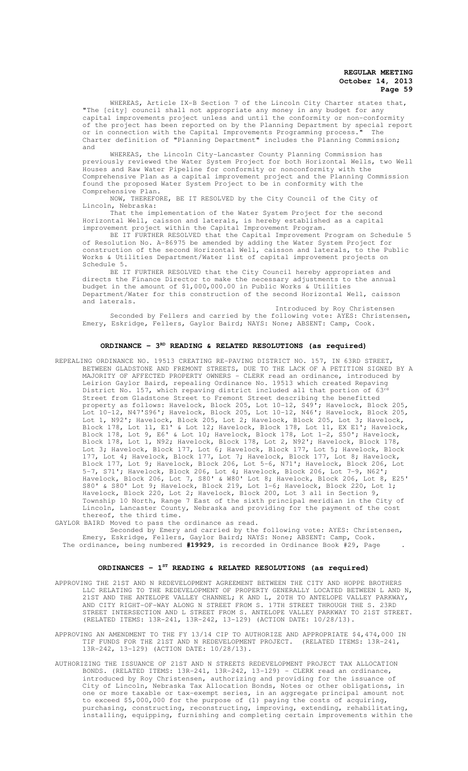WHEREAS, Article IX-B Section 7 of the Lincoln City Charter states that, "The [city] council shall not appropriate any money in any budget for any capital improvements project unless and until the conformity or non-conformity of the project has been reported on by the Planning Department by special report or in connection with the Capital Improvements Programming process." The Charter definition of "Planning Department" includes the Planning Commission; and

WHEREAS, the Lincoln City-Lancaster County Planning Commission has previously reviewed the Water System Project for both Horizontal Wells, two Well Houses and Raw Water Pipeline for conformity or nonconformity with the Comprehensive Plan as a capital improvement project and the Planning Commission found the proposed Water System Project to be in conformity with the Comprehensive Plan.

NOW, THEREFORE, BE IT RESOLVED by the City Council of the City of Lincoln, Nebraska:

That the implementation of the Water System Project for the second Horizontal Well, caisson and laterals, is hereby established as a capital improvement project within the Capital Improvement Program.

BE IT FURTHER RESOLVED that the Capital Improvement Program on Schedule 5 of Resolution No. A-86975 be amended by adding the Water System Project for construction of the second Horizontal Well, caisson and laterals, to the Public Works & Utilities Department/Water list of capital improvement projects on Schedule 5.

BE IT FURTHER RESOLVED that the City Council hereby appropriates and directs the Finance Director to make the necessary adjustments to the annual budget in the amount of $1,000,000.00 in Public Works & Utilities Department/Water for this construction of the second Horizontal Well, caisson and laterals.

Introduced by Roy Christensen

Seconded by Fellers and carried by the following vote: AYES: Christensen, Emery, Eskridge, Fellers, Gaylor Baird; NAYS: None; ABSENT: Camp, Cook.

## ORDINANCE - 3RD READING & RELATED RESOLUTIONS (as required)

REPEALING ORDINANCE NO. 19513 CREATING RE-PAVING DISTRICT NO. 157, IN 63RD STREET, BETWEEN GLADSTONE AND FREMONT STREETS, DUE TO THE LACK OF A PETITION SIGNED BY A MAJORITY OF AFFECTED PROPERTY OWNERS - CLERK read an ordinance, introduced by Leirion Gaylor Baird, repealing Ordinance No. 19513 which created Repaving District No. 157, which repaving district included all that portion of 63rd Street from Gladstone Street to Fremont Street describing the benefitted property as follows: Havelock, Block 205, Lot 10-12, S49'; Havelock, Block 205, Lot 10-12, N47'S96'; Havelock, Block 205, Lot 10-12, N46'; Havelock, Block 205, Lot 1, N92'; Havelock, Block 205, Lot 2; Havelock, Block 205, Lot 3; Havelock, Block 178, Lot 11, E1' & Lot 12; Havelock, Block 178, Lot 11, EX E1'; Havelock, Block 178, Lot 9, E6' & Lot 10; Havelock, Block 178, Lot 1-2, S50'; Havelock, Block 178, Lot 1, N92; Havelock, Block 178, Lot 2, N92'; Havelock, Block 178, Lot 3; Havelock, Block 177, Lot 6; Havelock, Block 177, Lot 5; Havelock, Block 177, Lot 4; Havelock, Block 177, Lot 7; Havelock, Block 177, Lot 8; Havelock, Block 177, Lot 9; Havelock, Block 206, Lot 5-6, N71'; Havelock, Block 206, Lot 5-7, S71'; Havelock, Block 206, Lot 4; Havelock, Block 206, Lot 7-9, N62'; Havelock, Block 206, Lot 7, S80' & W80' Lot 8; Havelock, Block 206, Lot 8, E25' S80' & S80' Lot 9; Havelock, Block 219, Lot 1-6; Havelock, Block 220, Lot 1; Havelock, Block 220, Lot 2; Havelock, Block 200, Lot 3 all in Section 9, Township 10 North, Range 7 East of the sixth principal meridian in the City of Lincoln, Lancaster County, Nebraska and providing for the payment of the cost thereof, the third time.

GAYLOR BAIRD Moved to pass the ordinance as read.

Seconded by Emery and carried by the following vote: AYES: Christensen, Emery, Eskridge, Fellers, Gaylor Baird; NAYS: None; ABSENT: Camp, Cook.

The ordinance, being numbered **#19929**, is recorded in Ordinance Book #29, Page .

## ORDINANCES - 1ST READING & RELATED RESOLUTIONS (as required)

APPROVING THE 21ST AND N REDEVELOPMENT AGREEMENT BETWEEN THE CITY AND HOPPE BROTHERS LLC RELATING TO THE REDEVELOPMENT OF PROPERTY GENERALLY LOCATED BETWEEN L AND N, 21ST AND THE ANTELOPE VALLEY CHANNEL; K AND L, 20TH TO ANTELOPE VALLEY PARKWAY, AND CITY RIGHT-OF-WAY ALONG N STREET FROM S. 17TH STREET THROUGH THE S. 23RD STREET INTERSECTION AND L STREET FROM S. ANTELOPE VALLEY PARKWAY TO 21ST STREET. (RELATED ITEMS: 13R-241, 13R-242, 13-129) (ACTION DATE: 10/28/13).

APPROVING AN AMENDMENT TO THE FY 13/14 CIP TO AUTHORIZE AND APPROPRIATE $4,474,000 IN TIF FUNDS FOR THE 21ST AND N REDEVELOPMENT PROJECT. (RELATED ITEMS: 13R-241, 13R-242, 13-129) (ACTION DATE: 10/28/13).

AUTHORIZING THE ISSUANCE OF 21ST AND N STREETS REDEVELOPMENT PROJECT TAX ALLOCATION BONDS. (RELATED ITEMS: 13R-241, 13R-242, 13-129) - CLERK read an ordinance, introduced by Roy Christensen, authorizing and providing for the issuance of City of Lincoln, Nebraska Tax Allocation Bonds, Notes or other obligations, in one or more taxable or tax-exempt series, in an aggregate principal amount not to exceed $5,000,000 for the purpose of (1) paying the costs of acquiring, purchasing, constructing, reconstructing, improving, extending, rehabilitating, installing, equipping, furnishing and completing certain improvements within the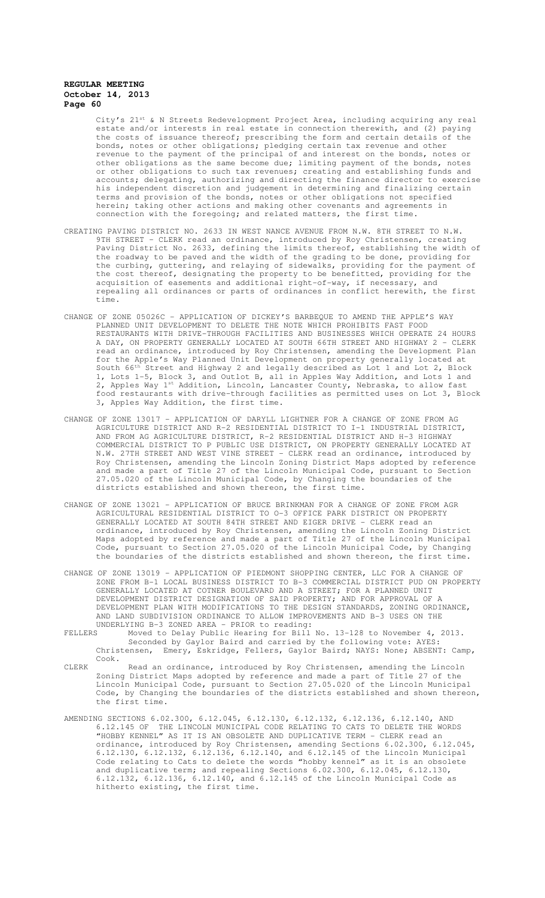City's 21st & N Streets Redevelopment Project Area, including acquiring any real estate and/or interests in real estate in connection therewith, and (2) paying the costs of issuance thereof; prescribing the form and certain details of the bonds, notes or other obligations; pledging certain tax revenue and other revenue to the payment of the principal of and interest on the bonds, notes or other obligations as the same become due; limiting payment of the bonds, notes or other obligations to such tax revenues; creating and establishing funds and accounts; delegating, authorizing and directing the finance director to exercise his independent discretion and judgement in determining and finalizing certain terms and provision of the bonds, notes or other obligations not specified herein; taking other actions and making other covenants and agreements in connection with the foregoing; and related matters, the first time.

CREATING PAVING DISTRICT NO. 2633 IN WEST NANCE AVENUE FROM N.W. 8TH STREET TO N.W. 9TH STREET - CLERK read an ordinance, introduced by Roy Christensen, creating Paving District No. 2633, defining the limits thereof, establishing the width of the roadway to be paved and the width of the grading to be done, providing for the curbing, guttering, and relaying of sidewalks, providing for the payment of the cost thereof, designating the property to be benefitted, providing for the acquisition of easements and additional right-of-way, if necessary, and repealing all ordinances or parts of ordinances in conflict herewith, the first time.

CHANGE OF ZONE 05026C - APPLICATION OF DICKEY'S BARBEQUE TO AMEND THE APPLE'S WAY PLANNED UNIT DEVELOPMENT TO DELETE THE NOTE WHICH PROHIBITS FAST FOOD RESTAURANTS WITH DRIVE-THROUGH FACILITIES AND BUSINESSES WHICH OPERATE 24 HOURS A DAY, ON PROPERTY GENERALLY LOCATED AT SOUTH 66TH STREET AND HIGHWAY 2 - CLERK read an ordinance, introduced by Roy Christensen, amending the Development Plan for the Apple's Way Planned Unit Development on property generally located at South 66th Street and Highway 2 and legally described as Lot 1 and Lot 2, Block 1, Lots 1-5, Block 3, and Outlot B, all in Apples Way Addition, and Lots 1 and 2, Apples Way 1st Addition, Lincoln, Lancaster County, Nebraska, to allow fast food restaurants with drive-through facilities as permitted uses on Lot 3, Block 3, Apples Way Addition, the first time.

CHANGE OF ZONE 13017 - APPLICATION OF DARYLL LIGHTNER FOR A CHANGE OF ZONE FROM AG AGRICULTURE DISTRICT AND R-2 RESIDENTIAL DISTRICT TO I-1 INDUSTRIAL DISTRICT, AND FROM AG AGRICULTURE DISTRICT, R-2 RESIDENTIAL DISTRICT AND H-3 HIGHWAY COMMERCIAL DISTRICT TO P PUBLIC USE DISTRICT, ON PROPERTY GENERALLY LOCATED AT N.W. 27TH STREET AND WEST VINE STREET - CLERK read an ordinance, introduced by Roy Christensen, amending the Lincoln Zoning District Maps adopted by reference and made a part of Title 27 of the Lincoln Municipal Code, pursuant to Section 27.05.020 of the Lincoln Municipal Code, by Changing the boundaries of the districts established and shown thereon, the first time.

CHANGE OF ZONE 13021 - APPLICATION OF BRUCE BRINKMAN FOR A CHANGE OF ZONE FROM AGR AGRICULTURAL RESIDENTIAL DISTRICT TO O-3 OFFICE PARK DISTRICT ON PROPERTY GENERALLY LOCATED AT SOUTH 84TH STREET AND EIGER DRIVE - CLERK read an ordinance, introduced by Roy Christensen, amending the Lincoln Zoning District Maps adopted by reference and made a part of Title 27 of the Lincoln Municipal Code, pursuant to Section 27.05.020 of the Lincoln Municipal Code, by Changing the boundaries of the districts established and shown thereon, the first time.

CHANGE OF ZONE 13019 - APPLICATION OF PIEDMONT SHOPPING CENTER, LLC FOR A CHANGE OF ZONE FROM B-1 LOCAL BUSINESS DISTRICT TO B-3 COMMERCIAL DISTRICT PUD ON PROPERTY GENERALLY LOCATED AT COTNER BOULEVARD AND A STREET; FOR A PLANNED UNIT DEVELOPMENT DISTRICT DESIGNATION OF SAID PROPERTY; AND FOR APPROVAL OF A DEVELOPMENT PLAN WITH MODIFICATIONS TO THE DESIGN STANDARDS, ZONING ORDINANCE, AND LAND SUBDIVISION ORDINANCE TO ALLOW IMPROVEMENTS AND B-3 USES ON THE UNDERLYING B-3 ZONED AREA - PRIOR to reading:

FELLERS Moved to Delay Public Hearing for Bill No. 13-128 to November 4, 2013. Seconded by Gaylor Baird and carried by the following vote: AYES: Christensen, Emery, Eskridge, Fellers, Gaylor Baird; NAYS: None; ABSENT: Camp, Cook.

CLERK Read an ordinance, introduced by Roy Christensen, amending the Lincoln Zoning District Maps adopted by reference and made a part of Title 27 of the Lincoln Municipal Code, pursuant to Section 27.05.020 of the Lincoln Municipal Code, by Changing the boundaries of the districts established and shown thereon, the first time.

AMENDING SECTIONS 6.02.300, 6.12.045, 6.12.130, 6.12.132, 6.12.136, 6.12.140, AND 6.12.145 OF THE LINCOLN MUNICIPAL CODE RELATING TO CATS TO DELETE THE WORDS "HOBBY KENNEL" AS IT IS AN OBSOLETE AND DUPLICATIVE TERM - CLERK read an ordinance, introduced by Roy Christensen, amending Sections 6.02.300, 6.12.045, 6.12.130, 6.12.132, 6.12.136, 6.12.140, and 6.12.145 of the Lincoln Municipal Code relating to Cats to delete the words "hobby kennel" as it is an obsolete and duplicative term; and repealing Sections 6.02.300, 6.12.045, 6.12.130, 6.12.132, 6.12.136, 6.12.140, and 6.12.145 of the Lincoln Municipal Code as hitherto existing, the first time.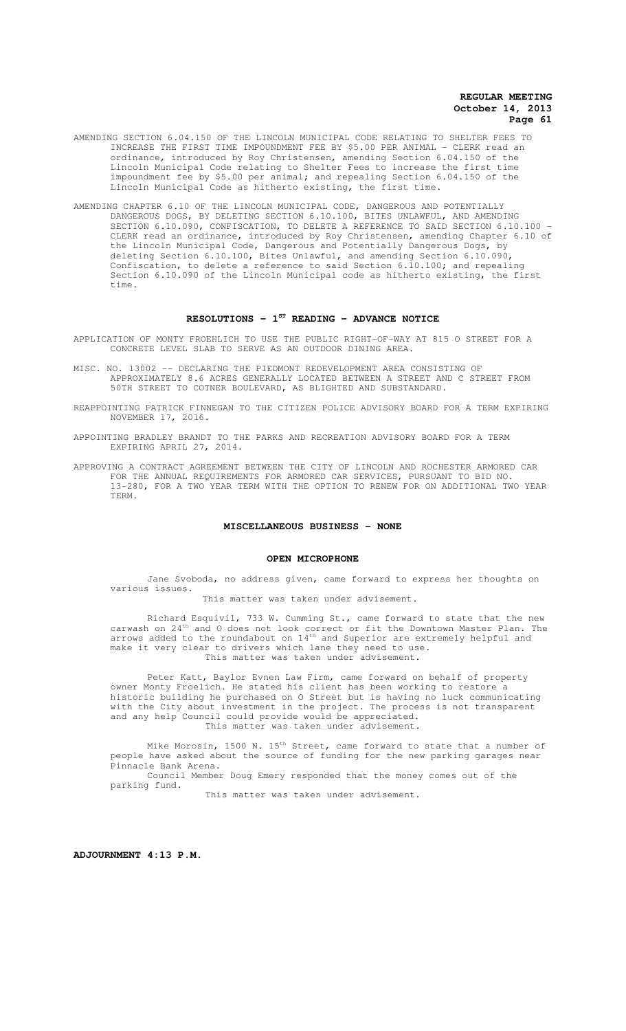AMENDING SECTION 6.04.150 OF THE LINCOLN MUNICIPAL CODE RELATING TO SHELTER FEES TO INCREASE THE FIRST TIME IMPOUNDMENT FEE BY $5.00 PER ANIMAL - CLERK read an ordinance, introduced by Roy Christensen, amending Section 6.04.150 of the Lincoln Municipal Code relating to Shelter Fees to increase the first time impoundment fee by $5.00 per animal; and repealing Section 6.04.150 of the Lincoln Municipal Code as hitherto existing, the first time.

AMENDING CHAPTER 6.10 OF THE LINCOLN MUNICIPAL CODE, DANGEROUS AND POTENTIALLY DANGEROUS DOGS, BY DELETING SECTION 6.10.100, BITES UNLAWFUL, AND AMENDING SECTION 6.10.090, CONFISCATION, TO DELETE A REFERENCE TO SAID SECTION 6.10.100 - CLERK read an ordinance, introduced by Roy Christensen, amending Chapter 6.10 of the Lincoln Municipal Code, Dangerous and Potentially Dangerous Dogs, by deleting Section 6.10.100, Bites Unlawful, and amending Section 6.10.090, Confiscation, to delete a reference to said Section 6.10.100; and repealing Section 6.10.090 of the Lincoln Municipal code as hitherto existing, the first time.

## RESOLUTIONS - 1ST READING - ADVANCE NOTICE

APPLICATION OF MONTY FROEHLICH TO USE THE PUBLIC RIGHT-OF-WAY AT 815 O STREET FOR A CONCRETE LEVEL SLAB TO SERVE AS AN OUTDOOR DINING AREA.

MISC. NO. 13002 -- DECLARING THE PIEDMONT REDEVELOPMENT AREA CONSISTING OF APPROXIMATELY 8.6 ACRES GENERALLY LOCATED BETWEEN A STREET AND C STREET FROM 50TH STREET TO COTNER BOULEVARD, AS BLIGHTED AND SUBSTANDARD.

REAPPOINTING PATRICK FINNEGAN TO THE CITIZEN POLICE ADVISORY BOARD FOR A TERM EXPIRING NOVEMBER 17, 2016.

APPOINTING BRADLEY BRANDT TO THE PARKS AND RECREATION ADVISORY BOARD FOR A TERM EXPIRING APRIL 27, 2014.

APPROVING A CONTRACT AGREEMENT BETWEEN THE CITY OF LINCOLN AND ROCHESTER ARMORED CAR FOR THE ANNUAL REQUIREMENTS FOR ARMORED CAR SERVICES, PURSUANT TO BID NO. 13-280, FOR A TWO YEAR TERM WITH THE OPTION TO RENEW FOR ON ADDITIONAL TWO YEAR TERM.

## MISCELLANEOUS BUSINESS - NONE

## OPEN MICROPHONE

Jane Svoboda, no address given, came forward to express her thoughts on various issues.

This matter was taken under advisement.

Richard Esquivil, 733 W. Cumming St., came forward to state that the new carwash on 24th and O does not look correct or fit the Downtown Master Plan. The arrows added to the roundabout on 14th and Superior are extremely helpful and make it very clear to drivers which lane they need to use.

This matter was taken under advisement.

Peter Katt, Baylor Evnen Law Firm, came forward on behalf of property owner Monty Froelich. He stated his client has been working to restore a historic building he purchased on O Street but is having no luck communicating with the City about investment in the project. The process is not transparent and any help Council could provide would be appreciated.

This matter was taken under advisement.

Mike Morosin, 1500 N. 15th Street, came forward to state that a number of people have asked about the source of funding for the new parking garages near Pinnacle Bank Arena.

Council Member Doug Emery responded that the money comes out of the parking fund.

This matter was taken under advisement.

**ADJOURNMENT 4:13 P.M.**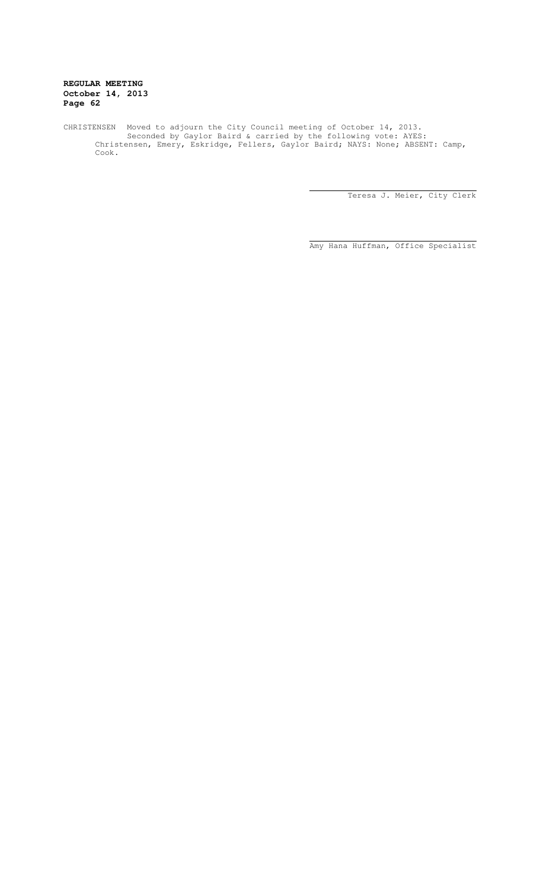CHRISTENSEN Moved to adjourn the City Council meeting of October 14, 2013. Seconded by Gaylor Baird & carried by the following vote: AYES: Christensen, Emery, Eskridge, Fellers, Gaylor Baird; NAYS: None; ABSENT: Camp, Cook.

Teresa J. Meier, City Clerk

Amy Hana Huffman, Office Specialist